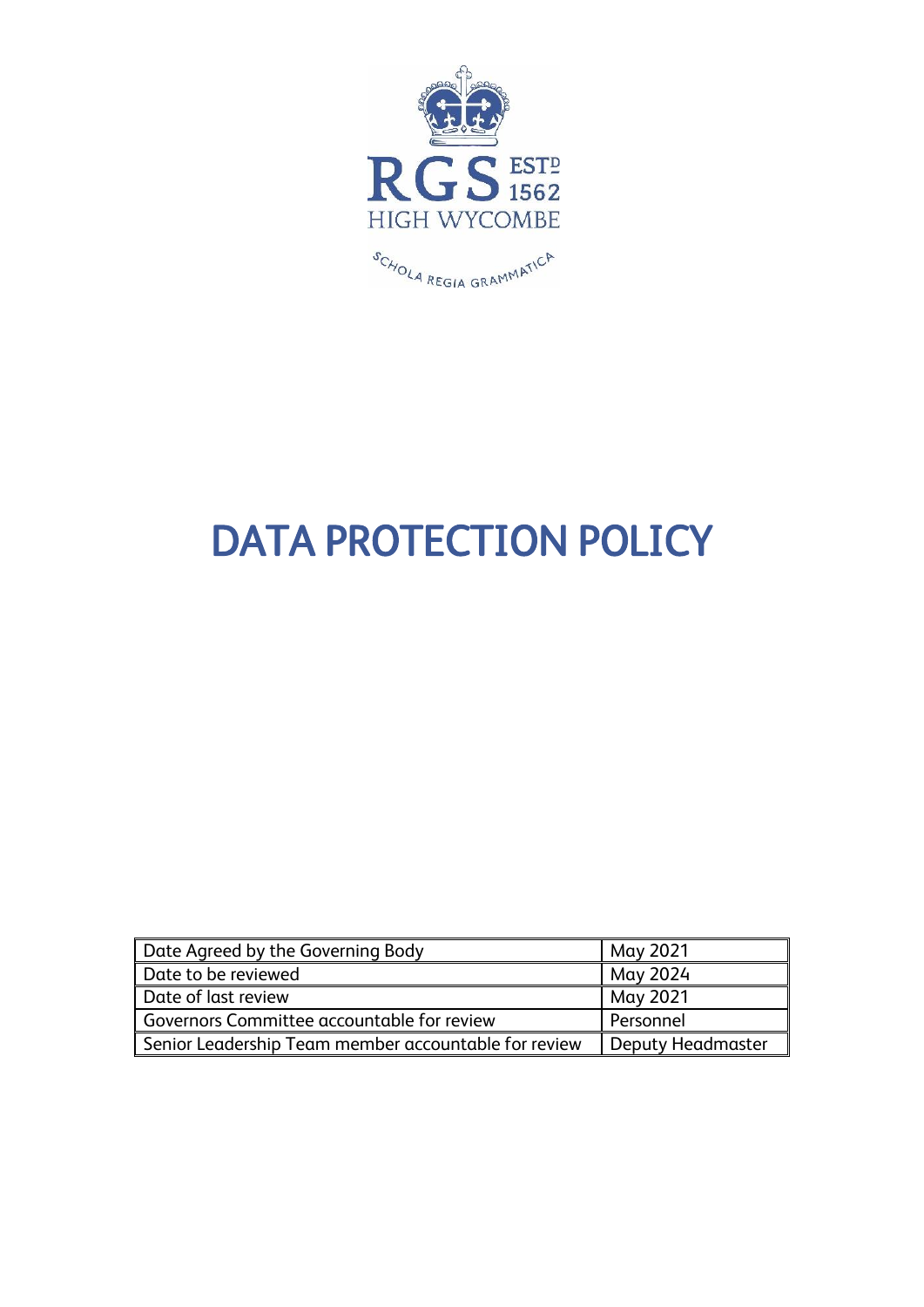RGS ESTD 1562

HIGH WYCOMBE

SCHOLA REGIA GRAMMATICA

# DATA PROTECTION POLICY

| Date Agreed by the Governing Body | May 2021 |
|---|---|
| Date to be reviewed | May 2024 |
| Date of last review | May 2021 |
| Governors Committee accountable for review | Personnel |
| Senior Leadership Team member accountable for review | Deputy Headmaster |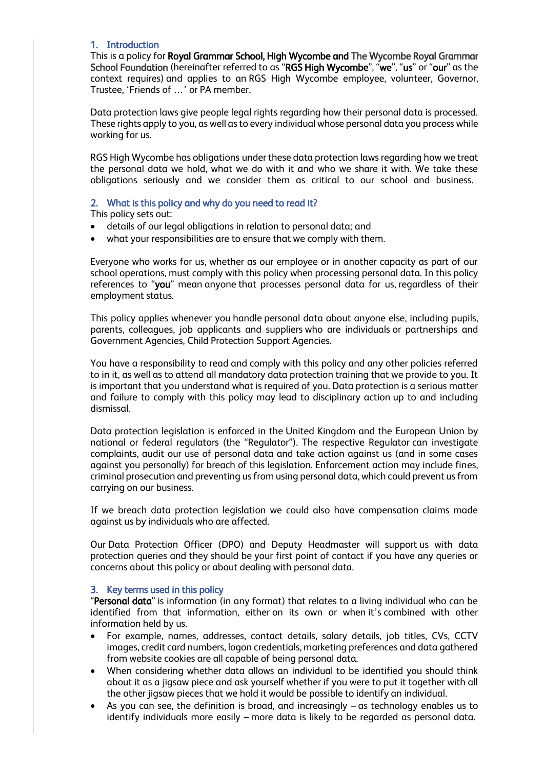## 1. Introduction

This is a policy for **Royal Grammar School, High Wycombe and** The Wycombe Royal Grammar School Foundation (hereinafter referred to as "**RGS High Wycombe**", "**we**", "**us**" or "**our**" as the context requires) and applies to an RGS High Wycombe employee, volunteer, Governor, Trustee, 'Friends of …' or PA member.

Data protection laws give people legal rights regarding how their personal data is processed. These rights apply to you, as well as to every individual whose personal data you process while working for us.

RGS High Wycombe has obligations under these data protection laws regarding how we treat the personal data we hold, what we do with it and who we share it with. We take these obligations seriously and we consider them as critical to our school and business.

## 2. What is this policy and why do you need to read it?

This policy sets out:

- details of our legal obligations in relation to personal data; and
- what your responsibilities are to ensure that we comply with them.

Everyone who works for us, whether as our employee or in another capacity as part of our school operations, must comply with this policy when processing personal data. In this policy references to "**you**" mean anyone that processes personal data for us, regardless of their employment status.

This policy applies whenever you handle personal data about anyone else, including pupils, parents, colleagues, job applicants and suppliers who are individuals or partnerships and Government Agencies, Child Protection Support Agencies.

You have a responsibility to read and comply with this policy and any other policies referred to in it, as well as to attend all mandatory data protection training that we provide to you. It is important that you understand what is required of you. Data protection is a serious matter and failure to comply with this policy may lead to disciplinary action up to and including dismissal.

Data protection legislation is enforced in the United Kingdom and the European Union by national or federal regulators (the "Regulator"). The respective Regulator can investigate complaints, audit our use of personal data and take action against us (and in some cases against you personally) for breach of this legislation. Enforcement action may include fines, criminal prosecution and preventing us from using personal data, which could prevent us from carrying on our business.

If we breach data protection legislation we could also have compensation claims made against us by individuals who are affected.

Our Data Protection Officer (DPO) and Deputy Headmaster will support us with data protection queries and they should be your first point of contact if you have any queries or concerns about this policy or about dealing with personal data.

## 3. Key terms used in this policy

"**Personal data**" is information (in any format) that relates to a living individual who can be identified from that information, either on its own or when it's combined with other information held by us.

- For example, names, addresses, contact details, salary details, job titles, CVs, CCTV images, credit card numbers, logon credentials, marketing preferences and data gathered from website cookies are all capable of being personal data.
- When considering whether data allows an individual to be identified you should think about it as a jigsaw piece and ask yourself whether if you were to put it together with all the other jigsaw pieces that we hold it would be possible to identify an individual.
- As you can see, the definition is broad, and increasingly – as technology enables us to identify individuals more easily – more data is likely to be regarded as personal data.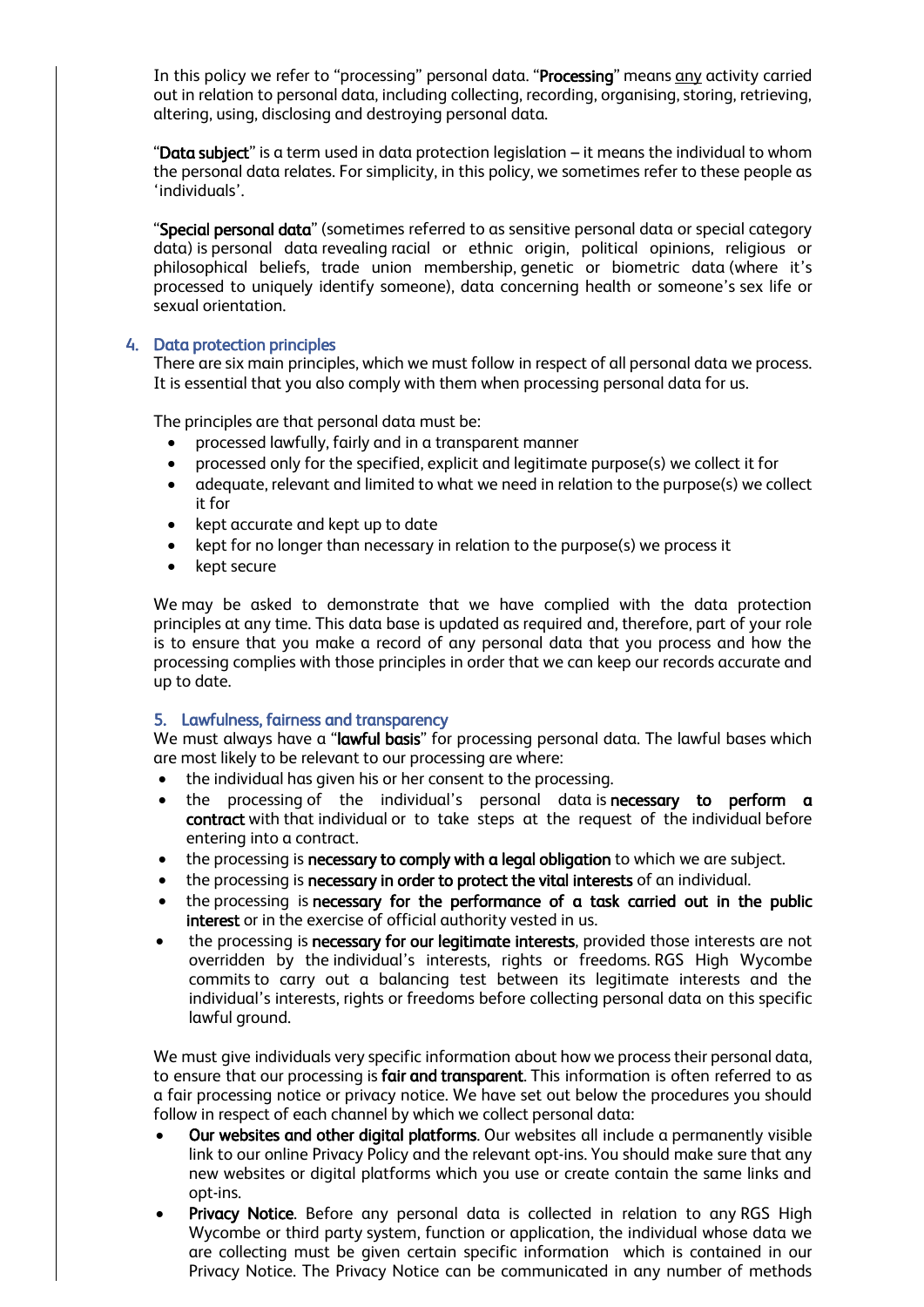In this policy we refer to "processing" personal data. "**Processing**" means any activity carried out in relation to personal data, including collecting, recording, organising, storing, retrieving, altering, using, disclosing and destroying personal data.

"**Data subject**" is a term used in data protection legislation – it means the individual to whom the personal data relates. For simplicity, in this policy, we sometimes refer to these people as 'individuals'.

"**Special personal data**" (sometimes referred to as sensitive personal data or special category data) is personal data revealing racial or ethnic origin, political opinions, religious or philosophical beliefs, trade union membership, genetic or biometric data (where it's processed to uniquely identify someone), data concerning health or someone's sex life or sexual orientation.

## 4. Data protection principles

There are six main principles, which we must follow in respect of all personal data we process. It is essential that you also comply with them when processing personal data for us.

The principles are that personal data must be:

- processed lawfully, fairly and in a transparent manner
- processed only for the specified, explicit and legitimate purpose(s) we collect it for
- adequate, relevant and limited to what we need in relation to the purpose(s) we collect it for
- kept accurate and kept up to date
- kept for no longer than necessary in relation to the purpose(s) we process it
- kept secure

We may be asked to demonstrate that we have complied with the data protection principles at any time. This data base is updated as required and, therefore, part of your role is to ensure that you make a record of any personal data that you process and how the processing complies with those principles in order that we can keep our records accurate and up to date.

## 5. Lawfulness, fairness and transparency

We must always have a "**lawful basis**" for processing personal data. The lawful bases which are most likely to be relevant to our processing are where:

- the individual has given his or her consent to the processing.
- the processing of the individual's personal data is **necessary to perform a contract** with that individual or to take steps at the request of the individual before entering into a contract.
- the processing is **necessary to comply with a legal obligation** to which we are subject.
- the processing is **necessary in order to protect the vital interests** of an individual.
- the processing is **necessary for the performance of a task carried out in the public interest** or in the exercise of official authority vested in us.
- the processing is **necessary for our legitimate interests**, provided those interests are not overridden by the individual's interests, rights or freedoms. RGS High Wycombe commits to carry out a balancing test between its legitimate interests and the individual's interests, rights or freedoms before collecting personal data on this specific lawful ground.

We must give individuals very specific information about how we process their personal data, to ensure that our processing is **fair and transparent**. This information is often referred to as a fair processing notice or privacy notice. We have set out below the procedures you should follow in respect of each channel by which we collect personal data:

- **Our websites and other digital platforms**. Our websites all include a permanently visible link to our online Privacy Policy and the relevant opt-ins. You should make sure that any new websites or digital platforms which you use or create contain the same links and opt-ins.
- **Privacy Notice**. Before any personal data is collected in relation to any RGS High Wycombe or third party system, function or application, the individual whose data we are collecting must be given certain specific information which is contained in our Privacy Notice. The Privacy Notice can be communicated in any number of methods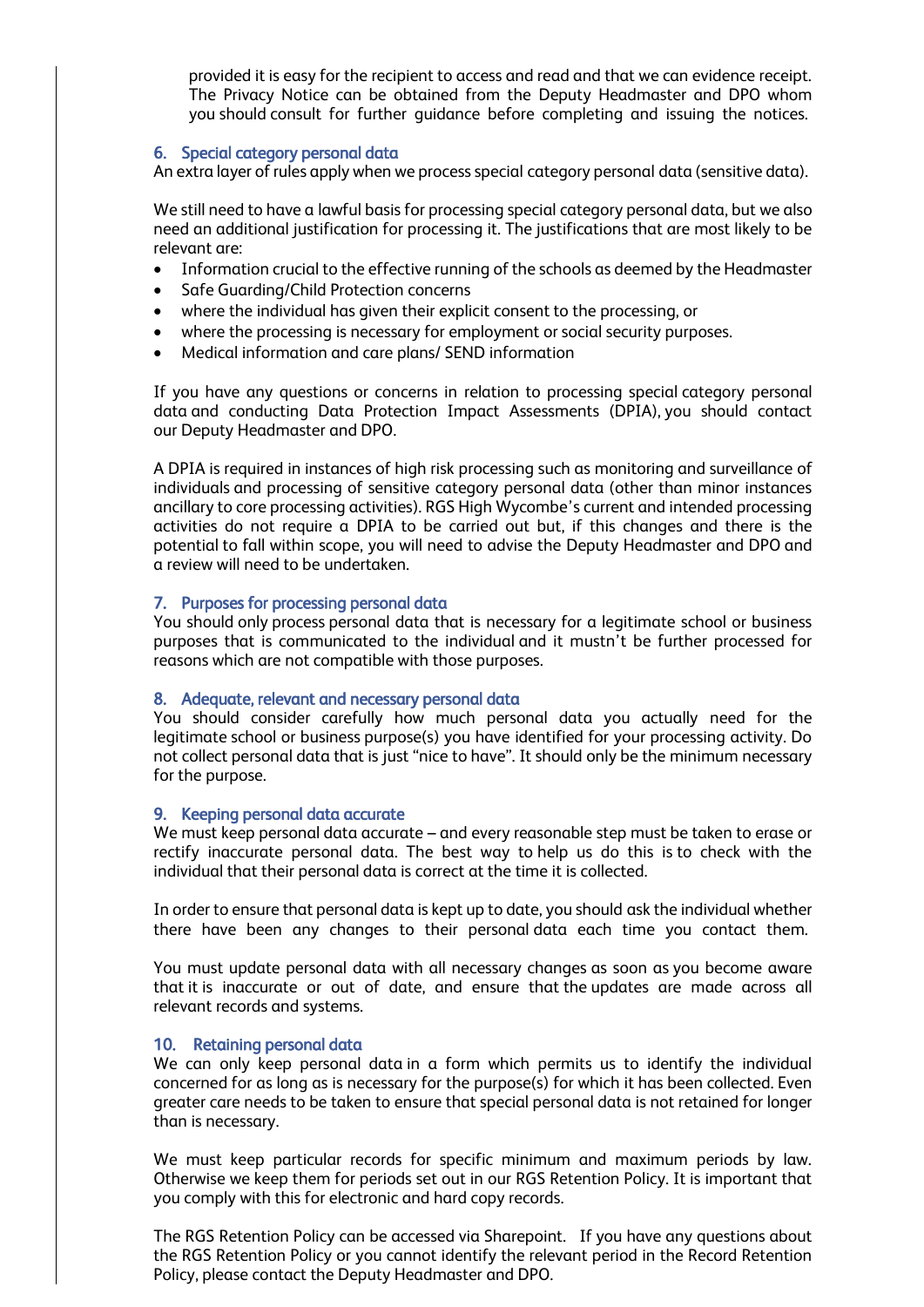provided it is easy for the recipient to access and read and that we can evidence receipt. The Privacy Notice can be obtained from the Deputy Headmaster and DPO whom you should consult for further guidance before completing and issuing the notices.

## 6. Special category personal data

An extra layer of rules apply when we process special category personal data (sensitive data).

We still need to have a lawful basis for processing special category personal data, but we also need an additional justification for processing it. The justifications that are most likely to be relevant are:

- Information crucial to the effective running of the schools as deemed by the Headmaster
- Safe Guarding/Child Protection concerns
- where the individual has given their explicit consent to the processing, or
- where the processing is necessary for employment or social security purposes.
- Medical information and care plans/ SEND information

If you have any questions or concerns in relation to processing special category personal data and conducting Data Protection Impact Assessments (DPIA), you should contact our Deputy Headmaster and DPO.

A DPIA is required in instances of high risk processing such as monitoring and surveillance of individuals and processing of sensitive category personal data (other than minor instances ancillary to core processing activities). RGS High Wycombe's current and intended processing activities do not require a DPIA to be carried out but, if this changes and there is the potential to fall within scope, you will need to advise the Deputy Headmaster and DPO and a review will need to be undertaken.

## 7. Purposes for processing personal data

You should only process personal data that is necessary for a legitimate school or business purposes that is communicated to the individual and it mustn't be further processed for reasons which are not compatible with those purposes.

## 8. Adequate, relevant and necessary personal data

You should consider carefully how much personal data you actually need for the legitimate school or business purpose(s) you have identified for your processing activity. Do not collect personal data that is just "nice to have". It should only be the minimum necessary for the purpose.

## 9. Keeping personal data accurate

We must keep personal data accurate – and every reasonable step must be taken to erase or rectify inaccurate personal data. The best way to help us do this is to check with the individual that their personal data is correct at the time it is collected.

In order to ensure that personal data is kept up to date, you should ask the individual whether there have been any changes to their personal data each time you contact them.

You must update personal data with all necessary changes as soon as you become aware that it is inaccurate or out of date, and ensure that the updates are made across all relevant records and systems.

## 10. Retaining personal data

We can only keep personal data in a form which permits us to identify the individual concerned for as long as is necessary for the purpose(s) for which it has been collected. Even greater care needs to be taken to ensure that special personal data is not retained for longer than is necessary.

We must keep particular records for specific minimum and maximum periods by law. Otherwise we keep them for periods set out in our RGS Retention Policy. It is important that you comply with this for electronic and hard copy records.

The RGS Retention Policy can be accessed via Sharepoint. If you have any questions about the RGS Retention Policy or you cannot identify the relevant period in the Record Retention Policy, please contact the Deputy Headmaster and DPO.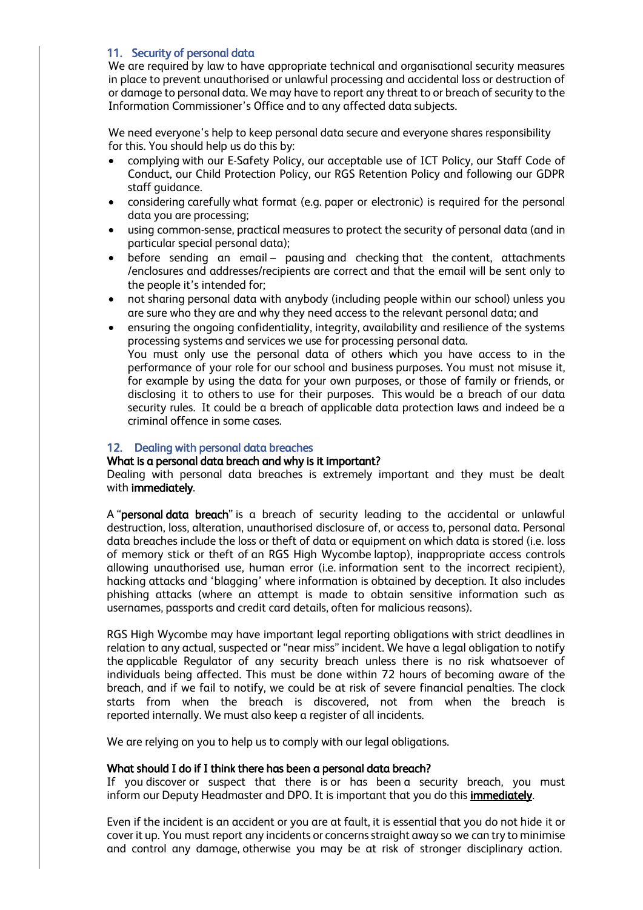## 11. Security of personal data

We are required by law to have appropriate technical and organisational security measures in place to prevent unauthorised or unlawful processing and accidental loss or destruction of or damage to personal data. We may have to report any threat to or breach of security to the Information Commissioner's Office and to any affected data subjects.

We need everyone's help to keep personal data secure and everyone shares responsibility for this. You should help us do this by:

- complying with our E-Safety Policy, our acceptable use of ICT Policy, our Staff Code of Conduct, our Child Protection Policy, our RGS Retention Policy and following our GDPR staff guidance.
- considering carefully what format (e.g. paper or electronic) is required for the personal data you are processing;
- using common-sense, practical measures to protect the security of personal data (and in particular special personal data);
- before sending an email – pausing and checking that the content, attachments /enclosures and addresses/recipients are correct and that the email will be sent only to the people it's intended for;
- not sharing personal data with anybody (including people within our school) unless you are sure who they are and why they need access to the relevant personal data; and
- ensuring the ongoing confidentiality, integrity, availability and resilience of the systems processing systems and services we use for processing personal data.

  You must only use the personal data of others which you have access to in the performance of your role for our school and business purposes. You must not misuse it, for example by using the data for your own purposes, or those of family or friends, or disclosing it to others to use for their purposes. This would be a breach of our data security rules. It could be a breach of applicable data protection laws and indeed be a criminal offence in some cases.

## 12. Dealing with personal data breaches

### What is a personal data breach and why is it important?

Dealing with personal data breaches is extremely important and they must be dealt with **immediately**.

A "**personal data breach**" is a breach of security leading to the accidental or unlawful destruction, loss, alteration, unauthorised disclosure of, or access to, personal data. Personal data breaches include the loss or theft of data or equipment on which data is stored (i.e. loss of memory stick or theft of an RGS High Wycombe laptop), inappropriate access controls allowing unauthorised use, human error (i.e. information sent to the incorrect recipient), hacking attacks and 'blagging' where information is obtained by deception. It also includes phishing attacks (where an attempt is made to obtain sensitive information such as usernames, passports and credit card details, often for malicious reasons).

RGS High Wycombe may have important legal reporting obligations with strict deadlines in relation to any actual, suspected or "near miss" incident. We have a legal obligation to notify the applicable Regulator of any security breach unless there is no risk whatsoever of individuals being affected. This must be done within 72 hours of becoming aware of the breach, and if we fail to notify, we could be at risk of severe financial penalties. The clock starts from when the breach is discovered, not from when the breach is reported internally. We must also keep a register of all incidents.

We are relying on you to help us to comply with our legal obligations.

### What should I do if I think there has been a personal data breach?

If you discover or suspect that there is or has been a security breach, you must inform our Deputy Headmaster and DPO. It is important that you do this <u>**immediately**</u>.

Even if the incident is an accident or you are at fault, it is essential that you do not hide it or cover it up. You must report any incidents or concerns straight away so we can try to minimise and control any damage, otherwise you may be at risk of stronger disciplinary action.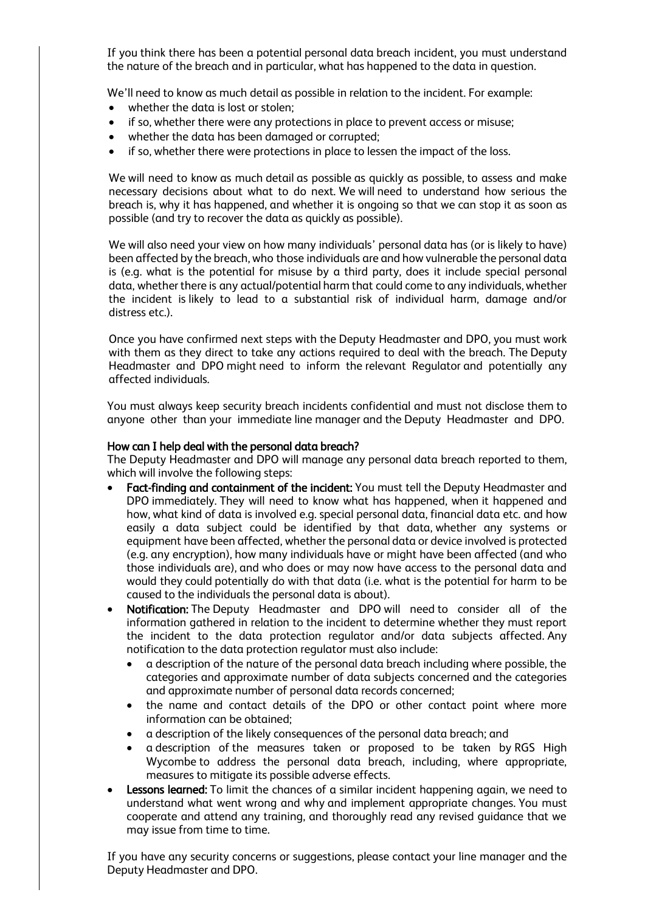If you think there has been a potential personal data breach incident, you must understand the nature of the breach and in particular, what has happened to the data in question.

We'll need to know as much detail as possible in relation to the incident. For example:

- whether the data is lost or stolen;
- if so, whether there were any protections in place to prevent access or misuse;
- whether the data has been damaged or corrupted;
- if so, whether there were protections in place to lessen the impact of the loss.

We will need to know as much detail as possible as quickly as possible, to assess and make necessary decisions about what to do next. We will need to understand how serious the breach is, why it has happened, and whether it is ongoing so that we can stop it as soon as possible (and try to recover the data as quickly as possible).

We will also need your view on how many individuals' personal data has (or is likely to have) been affected by the breach, who those individuals are and how vulnerable the personal data is (e.g. what is the potential for misuse by a third party, does it include special personal data, whether there is any actual/potential harm that could come to any individuals, whether the incident is likely to lead to a substantial risk of individual harm, damage and/or distress etc.).

Once you have confirmed next steps with the Deputy Headmaster and DPO, you must work with them as they direct to take any actions required to deal with the breach. The Deputy Headmaster and DPO might need to inform the relevant Regulator and potentially any affected individuals.

You must always keep security breach incidents confidential and must not disclose them to anyone other than your immediate line manager and the Deputy Headmaster and DPO.

**How can I help deal with the personal data breach?**

The Deputy Headmaster and DPO will manage any personal data breach reported to them, which will involve the following steps:

- **Fact-finding and containment of the incident:** You must tell the Deputy Headmaster and DPO immediately. They will need to know what has happened, when it happened and how, what kind of data is involved e.g. special personal data, financial data etc. and how easily a data subject could be identified by that data, whether any systems or equipment have been affected, whether the personal data or device involved is protected (e.g. any encryption), how many individuals have or might have been affected (and who those individuals are), and who does or may now have access to the personal data and would they could potentially do with that data (i.e. what is the potential for harm to be caused to the individuals the personal data is about).
- **Notification:** The Deputy Headmaster and DPO will need to consider all of the information gathered in relation to the incident to determine whether they must report the incident to the data protection regulator and/or data subjects affected. Any notification to the data protection regulator must also include:
  - a description of the nature of the personal data breach including where possible, the categories and approximate number of data subjects concerned and the categories and approximate number of personal data records concerned;
  - the name and contact details of the DPO or other contact point where more information can be obtained;
  - a description of the likely consequences of the personal data breach; and
  - a description of the measures taken or proposed to be taken by RGS High Wycombe to address the personal data breach, including, where appropriate, measures to mitigate its possible adverse effects.
- **Lessons learned:** To limit the chances of a similar incident happening again, we need to understand what went wrong and why and implement appropriate changes. You must cooperate and attend any training, and thoroughly read any revised guidance that we may issue from time to time.

If you have any security concerns or suggestions, please contact your line manager and the Deputy Headmaster and DPO.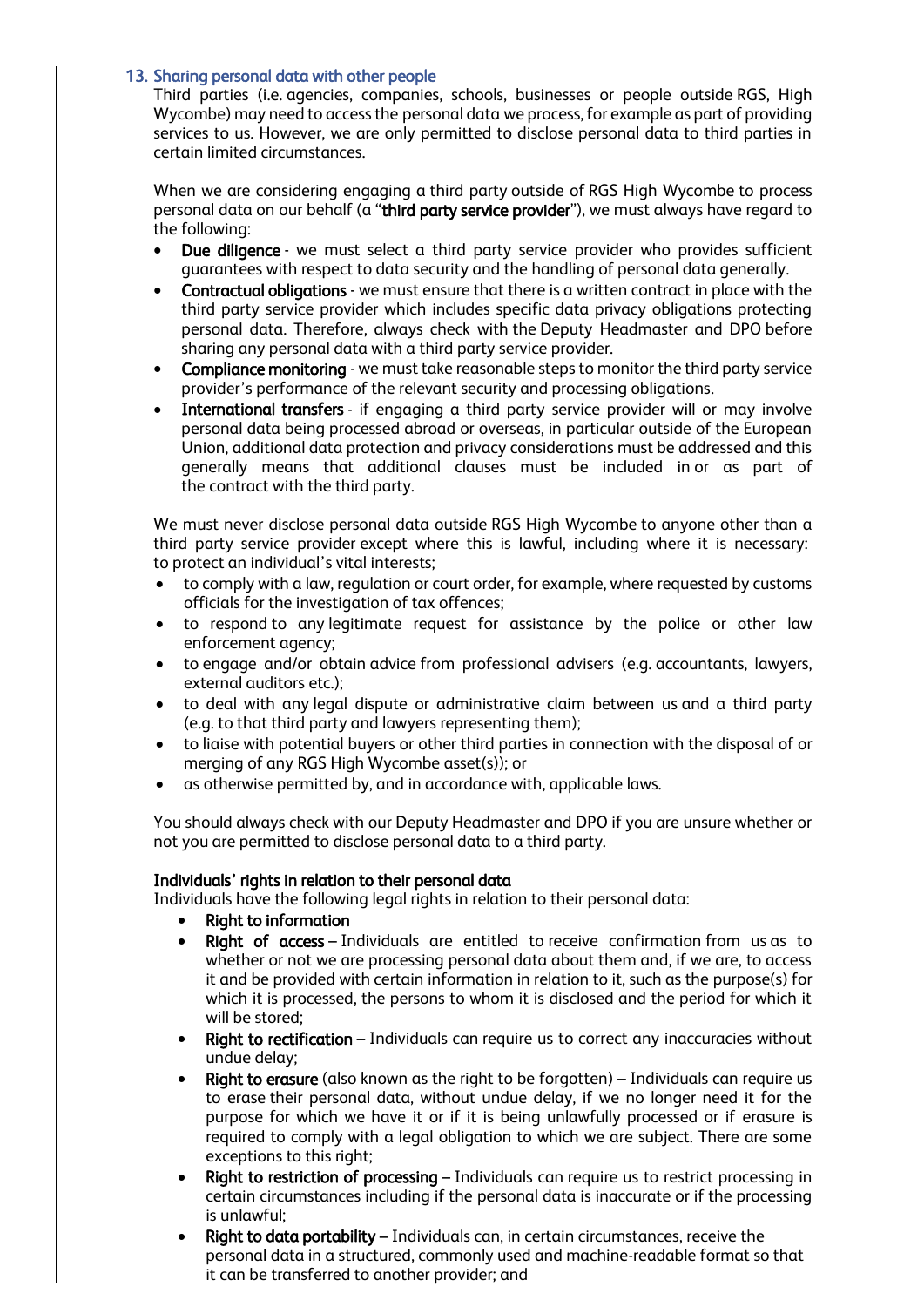## 13. Sharing personal data with other people

Third parties (i.e. agencies, companies, schools, businesses or people outside RGS, High Wycombe) may need to access the personal data we process, for example as part of providing services to us. However, we are only permitted to disclose personal data to third parties in certain limited circumstances.

When we are considering engaging a third party outside of RGS High Wycombe to process personal data on our behalf (a "**third party service provider**"), we must always have regard to the following:

- **Due diligence** - we must select a third party service provider who provides sufficient guarantees with respect to data security and the handling of personal data generally.
- **Contractual obligations** - we must ensure that there is a written contract in place with the third party service provider which includes specific data privacy obligations protecting personal data. Therefore, always check with the Deputy Headmaster and DPO before sharing any personal data with a third party service provider.
- **Compliance monitoring** - we must take reasonable steps to monitor the third party service provider's performance of the relevant security and processing obligations.
- **International transfers** - if engaging a third party service provider will or may involve personal data being processed abroad or overseas, in particular outside of the European Union, additional data protection and privacy considerations must be addressed and this generally means that additional clauses must be included in or as part of the contract with the third party.

We must never disclose personal data outside RGS High Wycombe to anyone other than a third party service provider except where this is lawful, including where it is necessary: to protect an individual's vital interests;

- to comply with a law, regulation or court order, for example, where requested by customs officials for the investigation of tax offences;
- to respond to any legitimate request for assistance by the police or other law enforcement agency;
- to engage and/or obtain advice from professional advisers (e.g. accountants, lawyers, external auditors etc.);
- to deal with any legal dispute or administrative claim between us and a third party (e.g. to that third party and lawyers representing them);
- to liaise with potential buyers or other third parties in connection with the disposal of or merging of any RGS High Wycombe asset(s)); or
- as otherwise permitted by, and in accordance with, applicable laws.

You should always check with our Deputy Headmaster and DPO if you are unsure whether or not you are permitted to disclose personal data to a third party.

### Individuals' rights in relation to their personal data

Individuals have the following legal rights in relation to their personal data:

- **Right to information**
- **Right of access** – Individuals are entitled to receive confirmation from us as to whether or not we are processing personal data about them and, if we are, to access it and be provided with certain information in relation to it, such as the purpose(s) for which it is processed, the persons to whom it is disclosed and the period for which it will be stored;
- **Right to rectification** – Individuals can require us to correct any inaccuracies without undue delay;
- **Right to erasure** (also known as the right to be forgotten) – Individuals can require us to erase their personal data, without undue delay, if we no longer need it for the purpose for which we have it or if it is being unlawfully processed or if erasure is required to comply with a legal obligation to which we are subject. There are some exceptions to this right;
- **Right to restriction of processing** – Individuals can require us to restrict processing in certain circumstances including if the personal data is inaccurate or if the processing is unlawful;
- **Right to data portability** – Individuals can, in certain circumstances, receive the personal data in a structured, commonly used and machine-readable format so that it can be transferred to another provider; and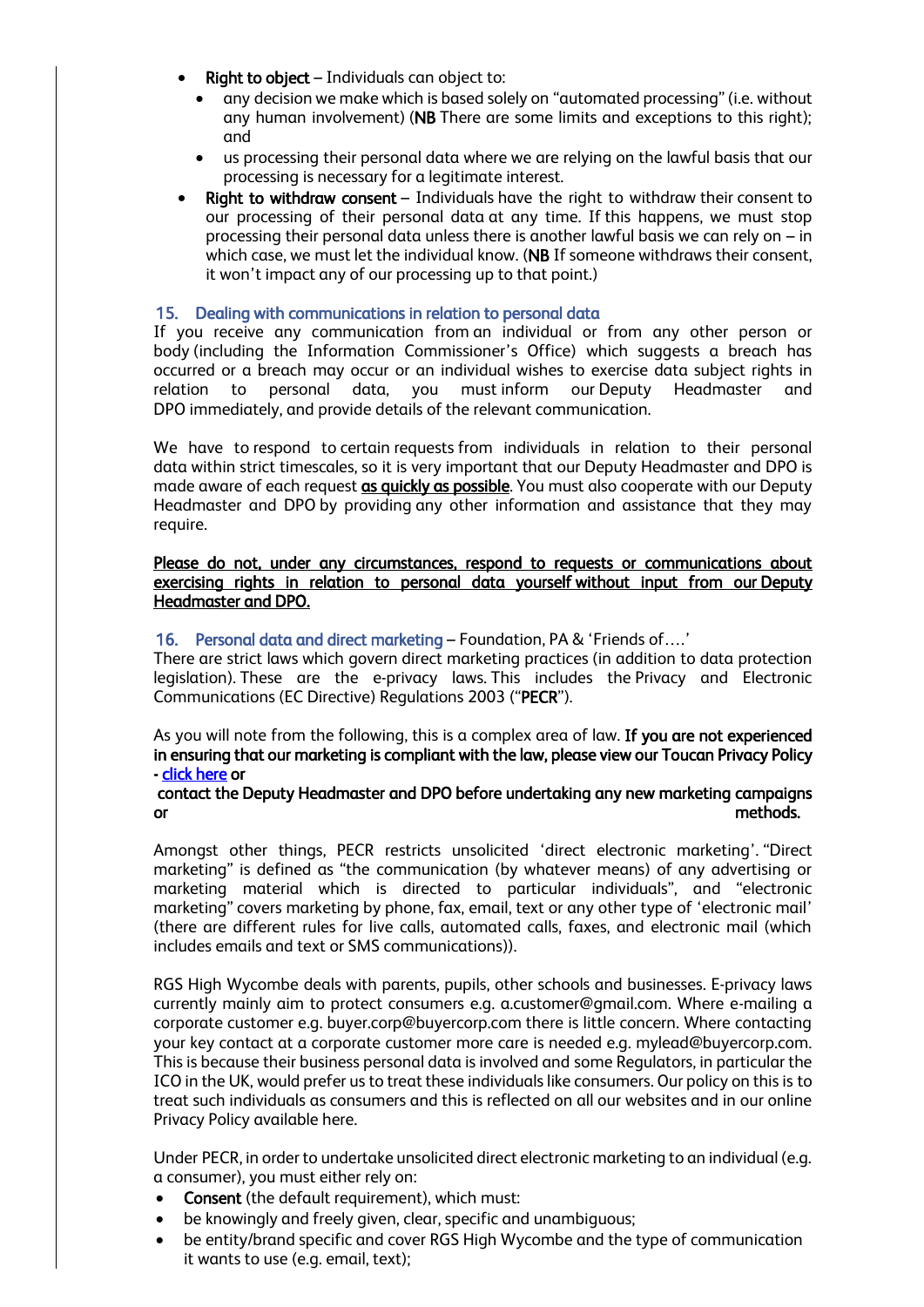- **Right to object** – Individuals can object to:
  - any decision we make which is based solely on "automated processing" (i.e. without any human involvement) (**NB** There are some limits and exceptions to this right); and
  - us processing their personal data where we are relying on the lawful basis that our processing is necessary for a legitimate interest.
- **Right to withdraw consent** – Individuals have the right to withdraw their consent to our processing of their personal data at any time. If this happens, we must stop processing their personal data unless there is another lawful basis we can rely on – in which case, we must let the individual know. (**NB** If someone withdraws their consent, it won't impact any of our processing up to that point.)

## 15. Dealing with communications in relation to personal data

If you receive any communication from an individual or from any other person or body (including the Information Commissioner's Office) which suggests a breach has occurred or a breach may occur or an individual wishes to exercise data subject rights in relation to personal data, you must inform our Deputy Headmaster and DPO immediately, and provide details of the relevant communication.

We have to respond to certain requests from individuals in relation to their personal data within strict timescales, so it is very important that our Deputy Headmaster and DPO is made aware of each request **as quickly as possible**. You must also cooperate with our Deputy Headmaster and DPO by providing any other information and assistance that they may require.

**Please do not, under any circumstances, respond to requests or communications about exercising rights in relation to personal data yourself without input from our Deputy Headmaster and DPO.**

## 16. Personal data and direct marketing – Foundation, PA & 'Friends of….'

There are strict laws which govern direct marketing practices (in addition to data protection legislation). These are the e-privacy laws. This includes the Privacy and Electronic Communications (EC Directive) Regulations 2003 ("**PECR**").

As you will note from the following, this is a complex area of law. **If you are not experienced in ensuring that our marketing is compliant with the law, please view our Toucan Privacy Policy - click here or contact the Deputy Headmaster and DPO before undertaking any new marketing campaigns or methods.**

Amongst other things, PECR restricts unsolicited 'direct electronic marketing'. "Direct marketing" is defined as "the communication (by whatever means) of any advertising or marketing material which is directed to particular individuals", and "electronic marketing" covers marketing by phone, fax, email, text or any other type of 'electronic mail' (there are different rules for live calls, automated calls, faxes, and electronic mail (which includes emails and text or SMS communications)).

RGS High Wycombe deals with parents, pupils, other schools and businesses. E-privacy laws currently mainly aim to protect consumers e.g. a.customer@gmail.com. Where e-mailing a corporate customer e.g. buyer.corp@buyercorp.com there is little concern. Where contacting your key contact at a corporate customer more care is needed e.g. mylead@buyercorp.com. This is because their business personal data is involved and some Regulators, in particular the ICO in the UK, would prefer us to treat these individuals like consumers. Our policy on this is to treat such individuals as consumers and this is reflected on all our websites and in our online Privacy Policy available here.

Under PECR, in order to undertake unsolicited direct electronic marketing to an individual (e.g. a consumer), you must either rely on:

- **Consent** (the default requirement), which must:
- be knowingly and freely given, clear, specific and unambiguous;
- be entity/brand specific and cover RGS High Wycombe and the type of communication it wants to use (e.g. email, text);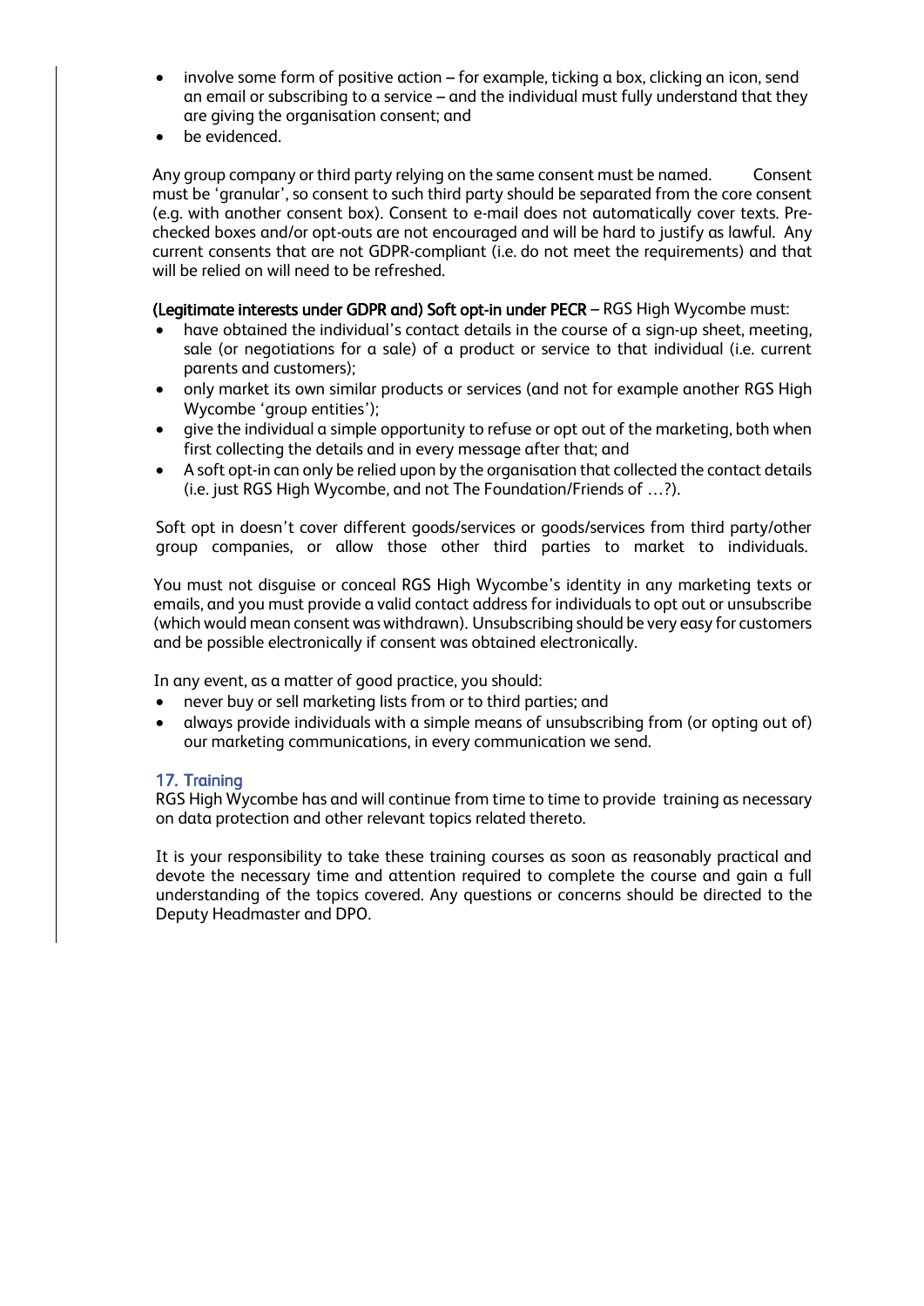- involve some form of positive action – for example, ticking a box, clicking an icon, send an email or subscribing to a service – and the individual must fully understand that they are giving the organisation consent; and
- be evidenced.

Any group company or third party relying on the same consent must be named. Consent must be 'granular', so consent to such third party should be separated from the core consent (e.g. with another consent box). Consent to e-mail does not automatically cover texts. Pre-checked boxes and/or opt-outs are not encouraged and will be hard to justify as lawful. Any current consents that are not GDPR-compliant (i.e. do not meet the requirements) and that will be relied on will need to be refreshed.

**(Legitimate interests under GDPR and) Soft opt-in under PECR** – RGS High Wycombe must:

- have obtained the individual's contact details in the course of a sign-up sheet, meeting, sale (or negotiations for a sale) of a product or service to that individual (i.e. current parents and customers);
- only market its own similar products or services (and not for example another RGS High Wycombe 'group entities');
- give the individual a simple opportunity to refuse or opt out of the marketing, both when first collecting the details and in every message after that; and
- A soft opt-in can only be relied upon by the organisation that collected the contact details (i.e. just RGS High Wycombe, and not The Foundation/Friends of …?).

Soft opt in doesn't cover different goods/services or goods/services from third party/other group companies, or allow those other third parties to market to individuals.

You must not disguise or conceal RGS High Wycombe's identity in any marketing texts or emails, and you must provide a valid contact address for individuals to opt out or unsubscribe (which would mean consent was withdrawn). Unsubscribing should be very easy for customers and be possible electronically if consent was obtained electronically.

In any event, as a matter of good practice, you should:

- never buy or sell marketing lists from or to third parties; and
- always provide individuals with a simple means of unsubscribing from (or opting out of) our marketing communications, in every communication we send.

## 17. Training

RGS High Wycombe has and will continue from time to time to provide training as necessary on data protection and other relevant topics related thereto.

It is your responsibility to take these training courses as soon as reasonably practical and devote the necessary time and attention required to complete the course and gain a full understanding of the topics covered. Any questions or concerns should be directed to the Deputy Headmaster and DPO.